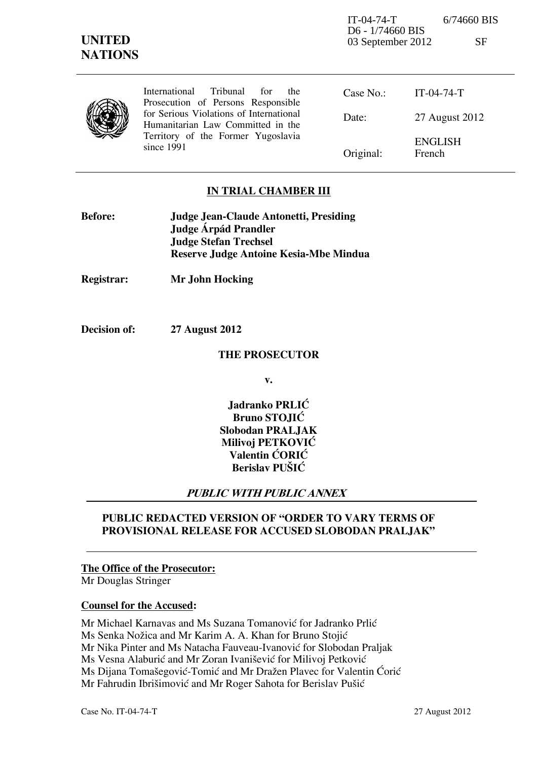IT-04-74-T 6/74660 BIS
D6 - 1/74660 BIS
03 September 2012 SF

**UNITED NATIONS**

International Tribunal for the Prosecution of Persons Responsible for Serious Violations of International Humanitarian Law Committed in the Territory of the Former Yugoslavia since 1991

| | |
|---|---|
| Case No.: | IT-04-74-T |
| Date: | 27 August 2012 |
| Original: | ENGLISH French |

**IN TRIAL CHAMBER III**

**Before:** **Judge Jean-Claude Antonetti, Presiding**
**Judge Árpád Prandler**
**Judge Stefan Trechsel**
**Reserve Judge Antoine Kesia-Mbe Mindua**

**Registrar:** **Mr John Hocking**

**Decision of:** **27 August 2012**

**THE PROSECUTOR**

**v.**

**Jadranko PRLIĆ**
**Bruno STOJIĆ**
**Slobodan PRALJAK**
**Milivoj PETKOVIĆ**
**Valentin ĆORIĆ**
**Berislav PUŠIĆ**

***PUBLIC WITH PUBLIC ANNEX***

**PUBLIC REDACTED VERSION OF "ORDER TO VARY TERMS OF PROVISIONAL RELEASE FOR ACCUSED SLOBODAN PRALJAK"**

**The Office of the Prosecutor:**
Mr Douglas Stringer

**Counsel for the Accused:**

Mr Michael Karnavas and Ms Suzana Tomanović for Jadranko Prlić
Ms Senka Nožica and Mr Karim A. A. Khan for Bruno Stojić
Mr Nika Pinter and Ms Natacha Fauveau-Ivanović for Slobodan Praljak
Ms Vesna Alaburić and Mr Zoran Ivanišević for Milivoj Petković
Ms Dijana Tomašegović-Tomić and Mr Dražen Plavec for Valentin Ćorić
Mr Fahrudin Ibrišimović and Mr Roger Sahota for Berislav Pušić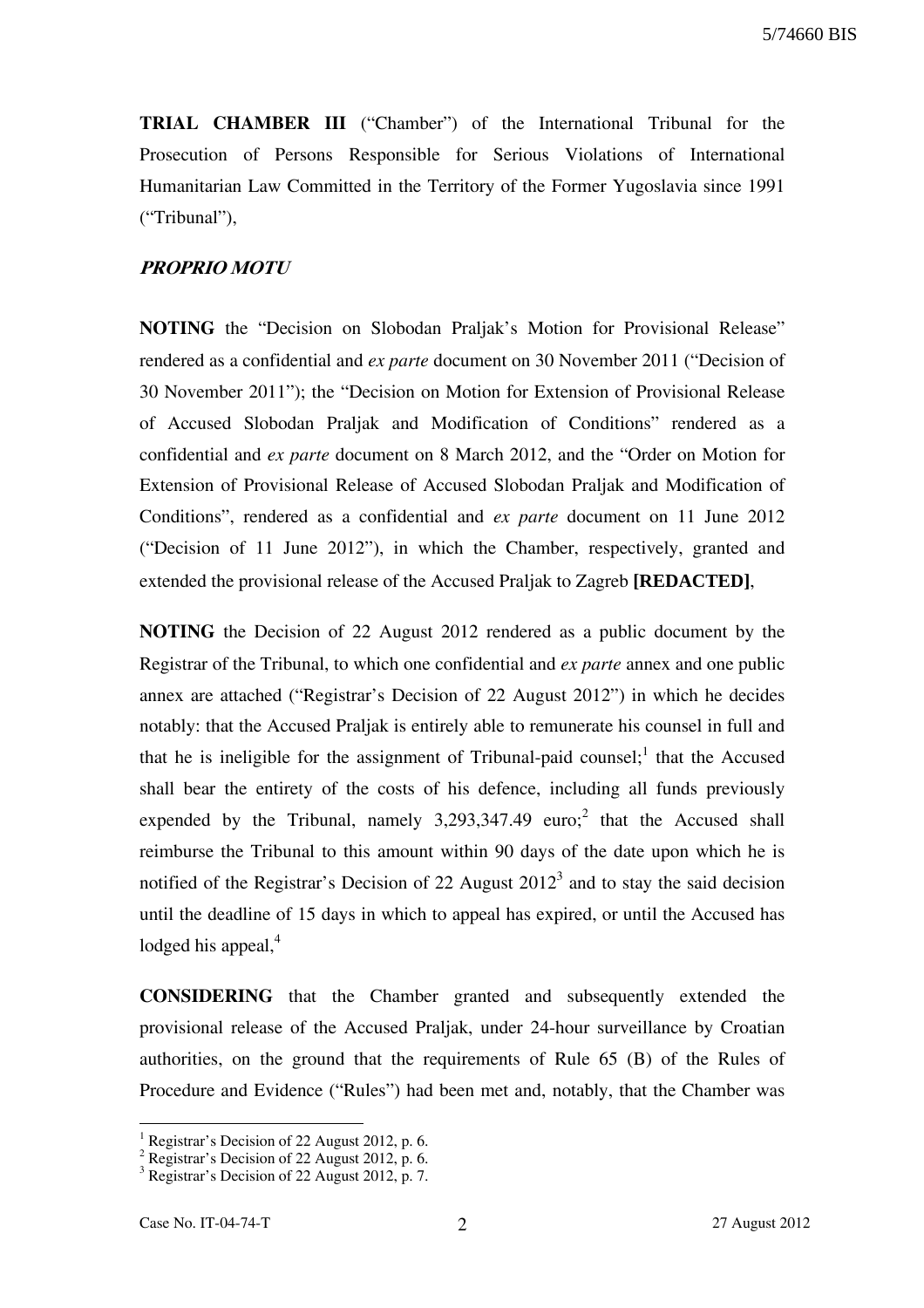**TRIAL CHAMBER III** ("Chamber") of the International Tribunal for the Prosecution of Persons Responsible for Serious Violations of International Humanitarian Law Committed in the Territory of the Former Yugoslavia since 1991 ("Tribunal"),

***PROPRIO MOTU***

**NOTING** the "Decision on Slobodan Praljak's Motion for Provisional Release" rendered as a confidential and *ex parte* document on 30 November 2011 ("Decision of 30 November 2011"); the "Decision on Motion for Extension of Provisional Release of Accused Slobodan Praljak and Modification of Conditions" rendered as a confidential and *ex parte* document on 8 March 2012, and the "Order on Motion for Extension of Provisional Release of Accused Slobodan Praljak and Modification of Conditions", rendered as a confidential and *ex parte* document on 11 June 2012 ("Decision of 11 June 2012"), in which the Chamber, respectively, granted and extended the provisional release of the Accused Praljak to Zagreb **[REDACTED]**,

**NOTING** the Decision of 22 August 2012 rendered as a public document by the Registrar of the Tribunal, to which one confidential and *ex parte* annex and one public annex are attached ("Registrar's Decision of 22 August 2012") in which he decides notably: that the Accused Praljak is entirely able to remunerate his counsel in full and that he is ineligible for the assignment of Tribunal-paid counsel;[1] that the Accused shall bear the entirety of the costs of his defence, including all funds previously expended by the Tribunal, namely 3,293,347.49 euro;[2] that the Accused shall reimburse the Tribunal to this amount within 90 days of the date upon which he is notified of the Registrar's Decision of 22 August 2012[3] and to stay the said decision until the deadline of 15 days in which to appeal has expired, or until the Accused has lodged his appeal,[4]

**CONSIDERING** that the Chamber granted and subsequently extended the provisional release of the Accused Praljak, under 24-hour surveillance by Croatian authorities, on the ground that the requirements of Rule 65 (B) of the Rules of Procedure and Evidence ("Rules") had been met and, notably, that the Chamber was

---

[1] Registrar's Decision of 22 August 2012, p. 6.

[2] Registrar's Decision of 22 August 2012, p. 6.

[3] Registrar's Decision of 22 August 2012, p. 7.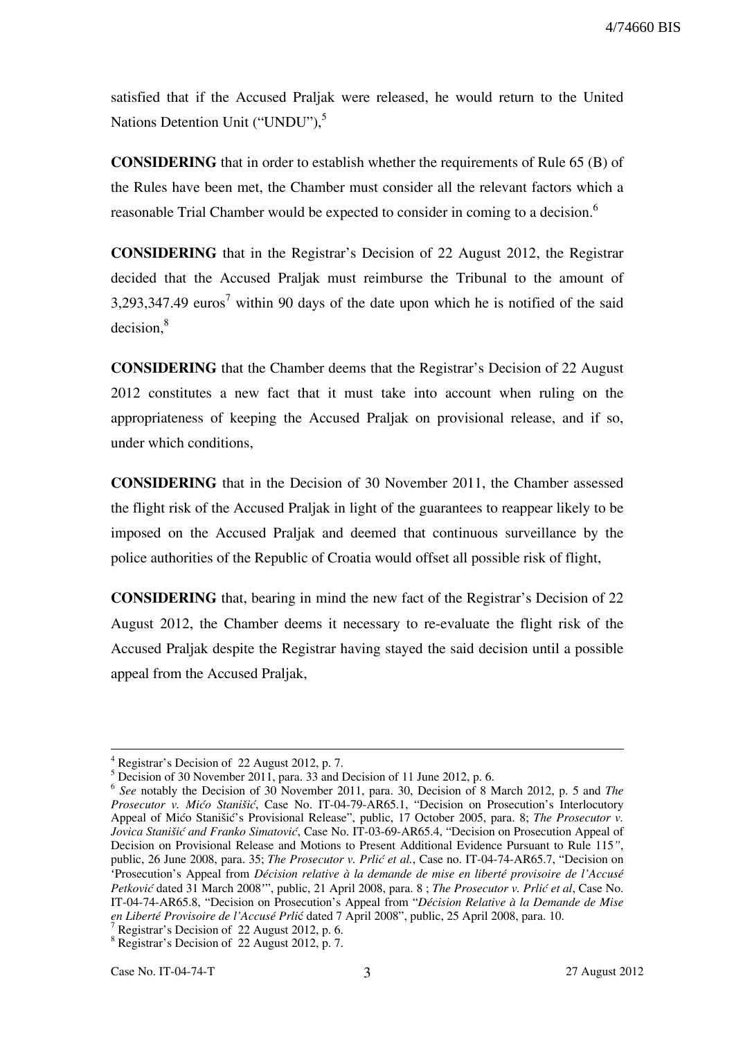satisfied that if the Accused Praljak were released, he would return to the United Nations Detention Unit ("UNDU"),[5]

**CONSIDERING** that in order to establish whether the requirements of Rule 65 (B) of the Rules have been met, the Chamber must consider all the relevant factors which a reasonable Trial Chamber would be expected to consider in coming to a decision.[6]

**CONSIDERING** that in the Registrar's Decision of 22 August 2012, the Registrar decided that the Accused Praljak must reimburse the Tribunal to the amount of 3,293,347.49 euros[7] within 90 days of the date upon which he is notified of the said decision,[8]

**CONSIDERING** that the Chamber deems that the Registrar's Decision of 22 August 2012 constitutes a new fact that it must take into account when ruling on the appropriateness of keeping the Accused Praljak on provisional release, and if so, under which conditions,

**CONSIDERING** that in the Decision of 30 November 2011, the Chamber assessed the flight risk of the Accused Praljak in light of the guarantees to reappear likely to be imposed on the Accused Praljak and deemed that continuous surveillance by the police authorities of the Republic of Croatia would offset all possible risk of flight,

**CONSIDERING** that, bearing in mind the new fact of the Registrar's Decision of 22 August 2012, the Chamber deems it necessary to re-evaluate the flight risk of the Accused Praljak despite the Registrar having stayed the said decision until a possible appeal from the Accused Praljak,

---

[4] Registrar's Decision of 22 August 2012, p. 7.

[5] Decision of 30 November 2011, para. 33 and Decision of 11 June 2012, p. 6.

[6] *See* notably the Decision of 30 November 2011, para. 30, Decision of 8 March 2012, p. 5 and *The Prosecutor v. Mićo Stanišić*, Case No. IT-04-79-AR65.1, "Decision on Prosecution's Interlocutory Appeal of Mićo Stanišić's Provisional Release", public, 17 October 2005, para. 8; *The Prosecutor v. Jovica Stanišić and Franko Simatović*, Case No. IT-03-69-AR65.4, "Decision on Prosecution Appeal of Decision on Provisional Release and Motions to Present Additional Evidence Pursuant to Rule 115*"*, public, 26 June 2008, para. 35; *The Prosecutor v. Prlić et al.*, Case no. IT-04-74-AR65.7, "Decision on 'Prosecution's Appeal from *Décision relative à la demande de mise en liberté provisoire de l'Accusé Petković* dated 31 March 2008'", public, 21 April 2008, para. 8 ; *The Prosecutor v. Prlić et al*, Case No. IT-04-74-AR65.8, "Decision on Prosecution's Appeal from "*Décision Relative à la Demande de Mise en Liberté Provisoire de l'Accusé Prlić* dated 7 April 2008", public, 25 April 2008, para. 10.

[7] Registrar's Decision of 22 August 2012, p. 6.

[8] Registrar's Decision of 22 August 2012, p. 7.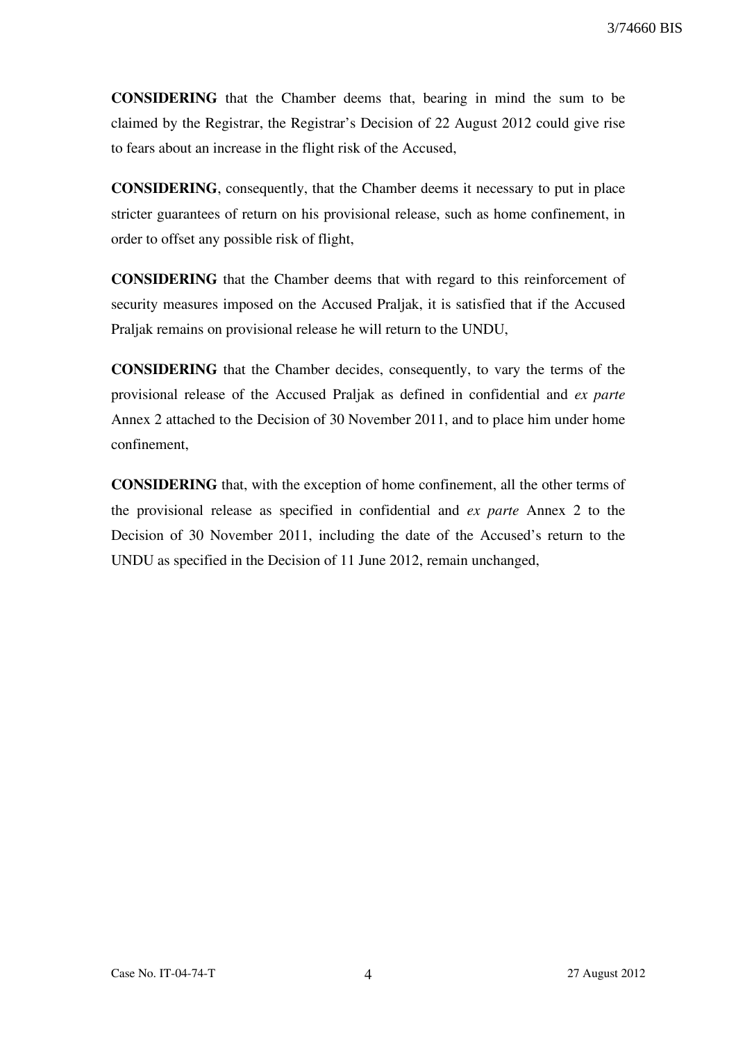**CONSIDERING** that the Chamber deems that, bearing in mind the sum to be claimed by the Registrar, the Registrar's Decision of 22 August 2012 could give rise to fears about an increase in the flight risk of the Accused,

**CONSIDERING**, consequently, that the Chamber deems it necessary to put in place stricter guarantees of return on his provisional release, such as home confinement, in order to offset any possible risk of flight,

**CONSIDERING** that the Chamber deems that with regard to this reinforcement of security measures imposed on the Accused Praljak, it is satisfied that if the Accused Praljak remains on provisional release he will return to the UNDU,

**CONSIDERING** that the Chamber decides, consequently, to vary the terms of the provisional release of the Accused Praljak as defined in confidential and *ex parte* Annex 2 attached to the Decision of 30 November 2011, and to place him under home confinement,

**CONSIDERING** that, with the exception of home confinement, all the other terms of the provisional release as specified in confidential and *ex parte* Annex 2 to the Decision of 30 November 2011, including the date of the Accused's return to the UNDU as specified in the Decision of 11 June 2012, remain unchanged,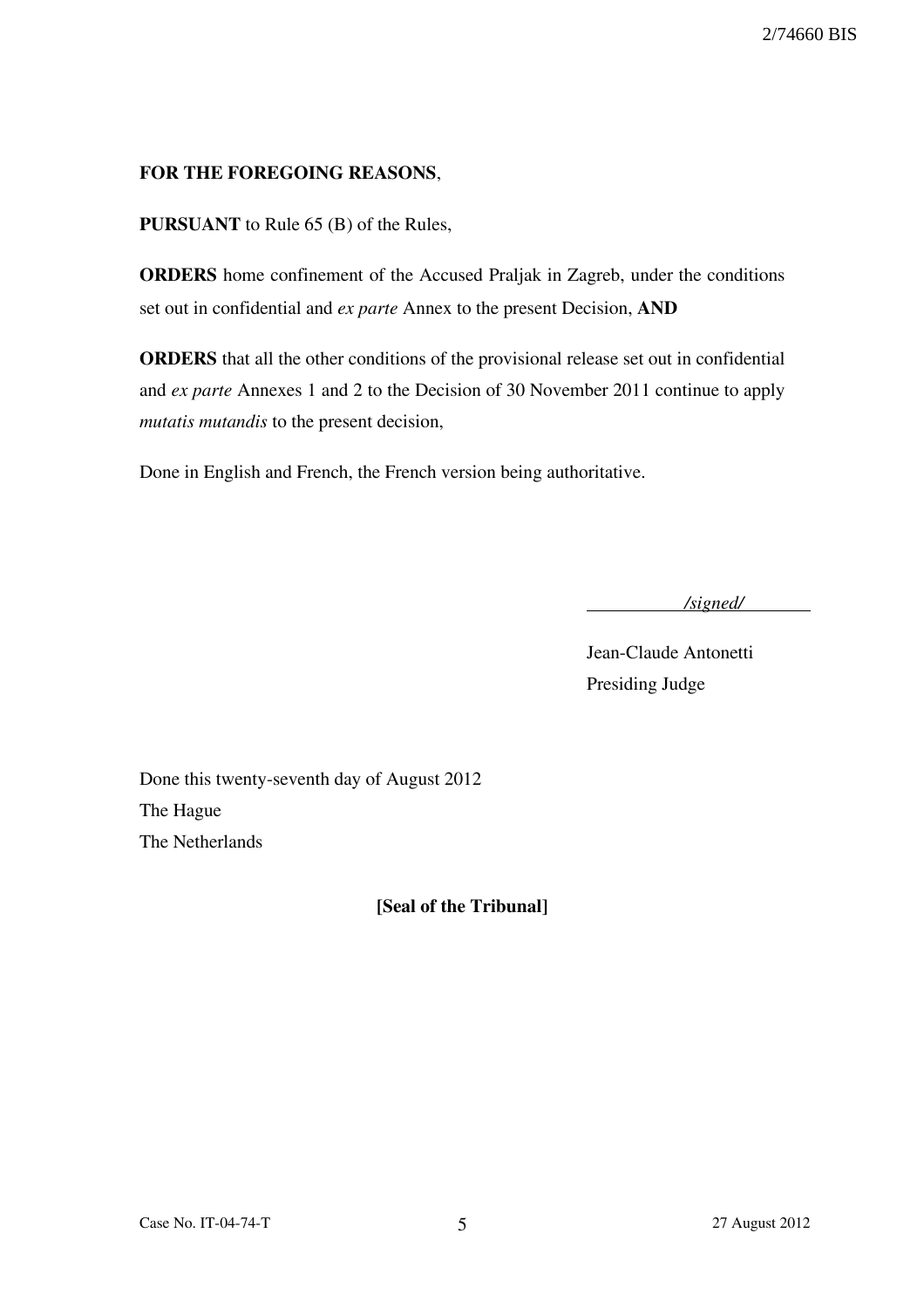**FOR THE FOREGOING REASONS**,

**PURSUANT** to Rule 65 (B) of the Rules,

**ORDERS** home confinement of the Accused Praljak in Zagreb, under the conditions set out in confidential and *ex parte* Annex to the present Decision, **AND**

**ORDERS** that all the other conditions of the provisional release set out in confidential and *ex parte* Annexes 1 and 2 to the Decision of 30 November 2011 continue to apply *mutatis mutandis* to the present decision,

Done in English and French, the French version being authoritative.

*/signed/*

Jean-Claude Antonetti
Presiding Judge

Done this twenty-seventh day of August 2012
The Hague
The Netherlands

**[Seal of the Tribunal]**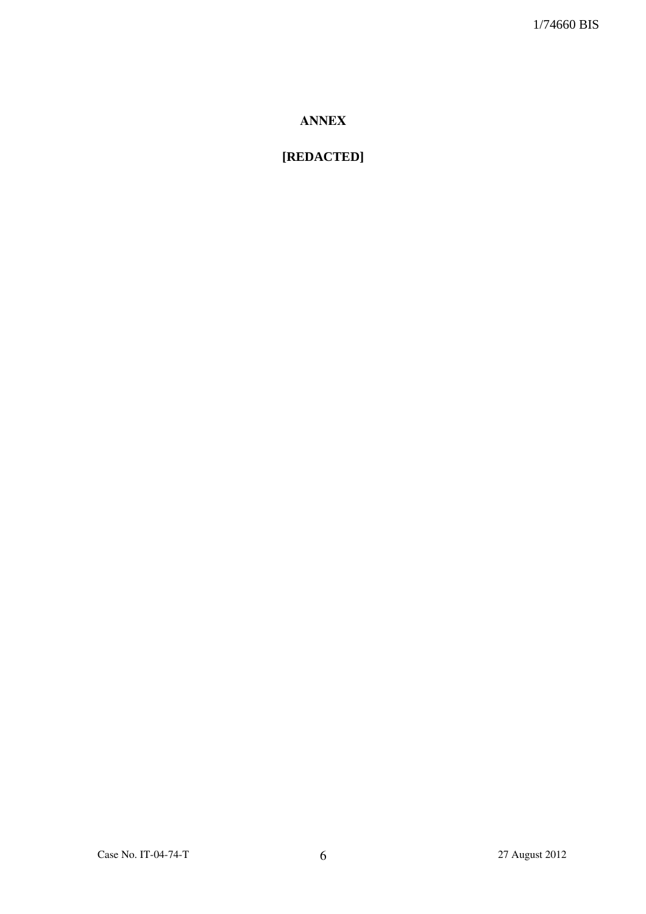**ANNEX**

**[REDACTED]**